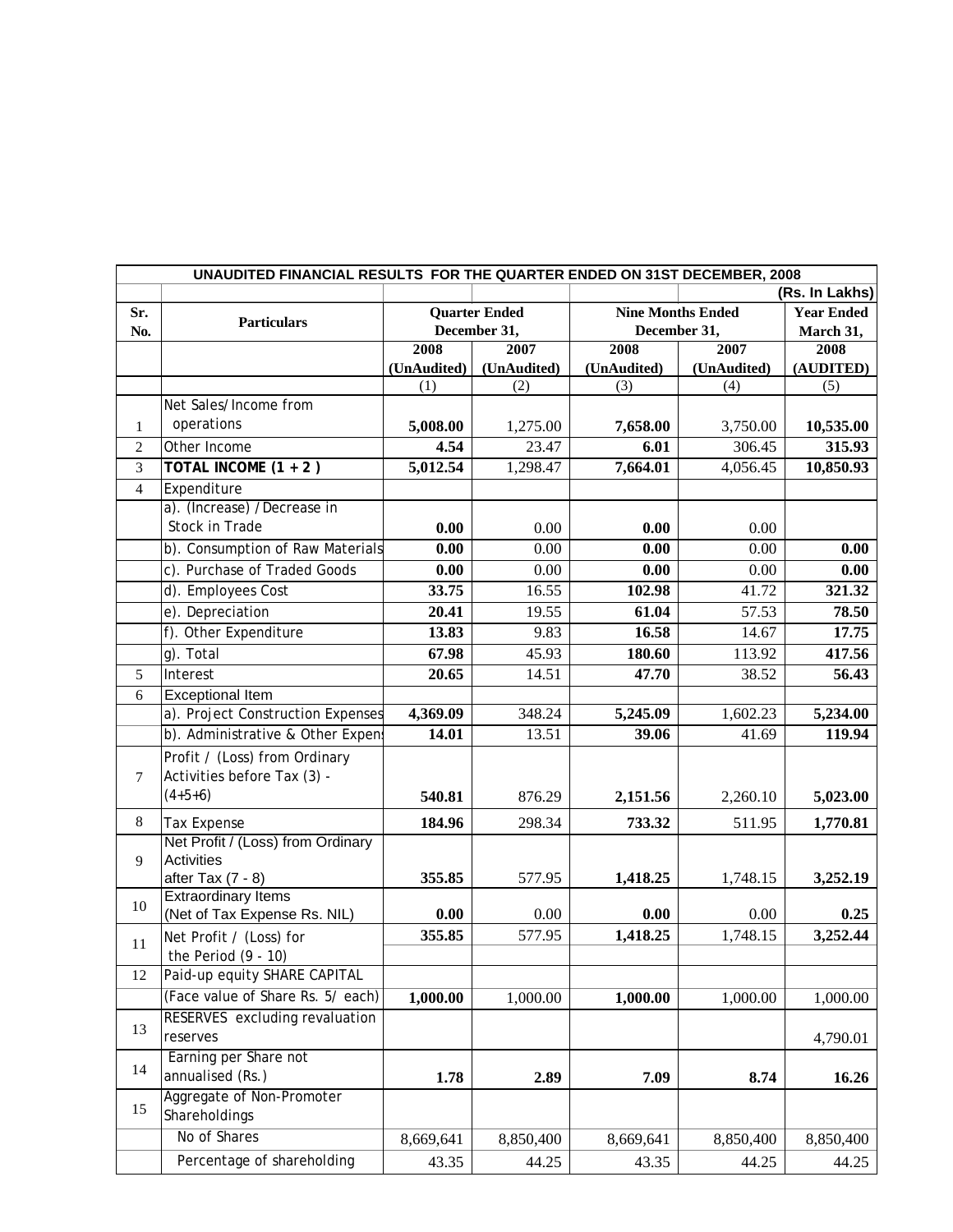| UNAUDITED FINANCIAL RESULTS FOR THE QUARTER ENDED ON 31ST DECEMBER, 2008 | | | | | | |
|---|---|---|---|---|---|---|
| | | | | | | (Rs. In Lakhs) |
| Sr. No. | Particulars | Quarter Ended December 31, | | Nine Months Ended December 31, | | Year Ended March 31, |
| | | 2008 (UnAudited) | 2007 (UnAudited) | 2008 (UnAudited) | 2007 (UnAudited) | 2008 (AUDITED) |
| | | (1) | (2) | (3) | (4) | (5) |
| 1 | Net Sales/Income from operations | **5,008.00** | 1,275.00 | **7,658.00** | 3,750.00 | **10,535.00** |
| 2 | Other Income | **4.54** | 23.47 | **6.01** | 306.45 | **315.93** |
| 3 | **TOTAL INCOME (1 + 2 )** | **5,012.54** | 1,298.47 | **7,664.01** | 4,056.45 | **10,850.93** |
| 4 | Expenditure | | | | | |
| | a). (Increase) /Decrease in Stock in Trade | **0.00** | 0.00 | **0.00** | 0.00 | |
| | b). Consumption of Raw Materials | **0.00** | 0.00 | **0.00** | 0.00 | **0.00** |
| | c). Purchase of Traded Goods | **0.00** | 0.00 | **0.00** | 0.00 | **0.00** |
| | d). Employees Cost | **33.75** | 16.55 | **102.98** | 41.72 | **321.32** |
| | e). Depreciation | **20.41** | 19.55 | **61.04** | 57.53 | **78.50** |
| | f). Other Expenditure | **13.83** | 9.83 | **16.58** | 14.67 | **17.75** |
| | g). Total | **67.98** | 45.93 | **180.60** | 113.92 | **417.56** |
| 5 | Interest | **20.65** | 14.51 | **47.70** | 38.52 | **56.43** |
| 6 | Exceptional Item | | | | | |
| | a). Project Construction Expenses | **4,369.09** | 348.24 | **5,245.09** | 1,602.23 | **5,234.00** |
| | b). Administrative & Other Expens | **14.01** | 13.51 | **39.06** | 41.69 | **119.94** |
| 7 | Profit / (Loss) from Ordinary Activities before Tax (3) - (4+5+6) | **540.81** | 876.29 | **2,151.56** | 2,260.10 | **5,023.00** |
| 8 | Tax Expense | **184.96** | 298.34 | **733.32** | 511.95 | **1,770.81** |
| 9 | Net Profit / (Loss) from Ordinary Activities after Tax (7 - 8) | **355.85** | 577.95 | **1,418.25** | 1,748.15 | **3,252.19** |
| 10 | Extraordinary Items (Net of Tax Expense Rs. NIL) | **0.00** | 0.00 | **0.00** | 0.00 | **0.25** |
| 11 | Net Profit / (Loss) for the Period (9 - 10) | **355.85** | 577.95 | **1,418.25** | 1,748.15 | **3,252.44** |
| 12 | Paid-up equity SHARE CAPITAL | | | | | |
| | (Face value of Share Rs. 5/ each) | **1,000.00** | 1,000.00 | **1,000.00** | 1,000.00 | 1,000.00 |
| 13 | RESERVES excluding revaluation reserves | | | | | 4,790.01 |
| 14 | Earning per Share not annualised (Rs.) | **1.78** | **2.89** | **7.09** | **8.74** | **16.26** |
| 15 | Aggregate of Non-Promoter Shareholdings | | | | | |
| | No of Shares | 8,669,641 | 8,850,400 | 8,669,641 | 8,850,400 | 8,850,400 |
| | Percentage of shareholding | 43.35 | 44.25 | 43.35 | 44.25 | 44.25 |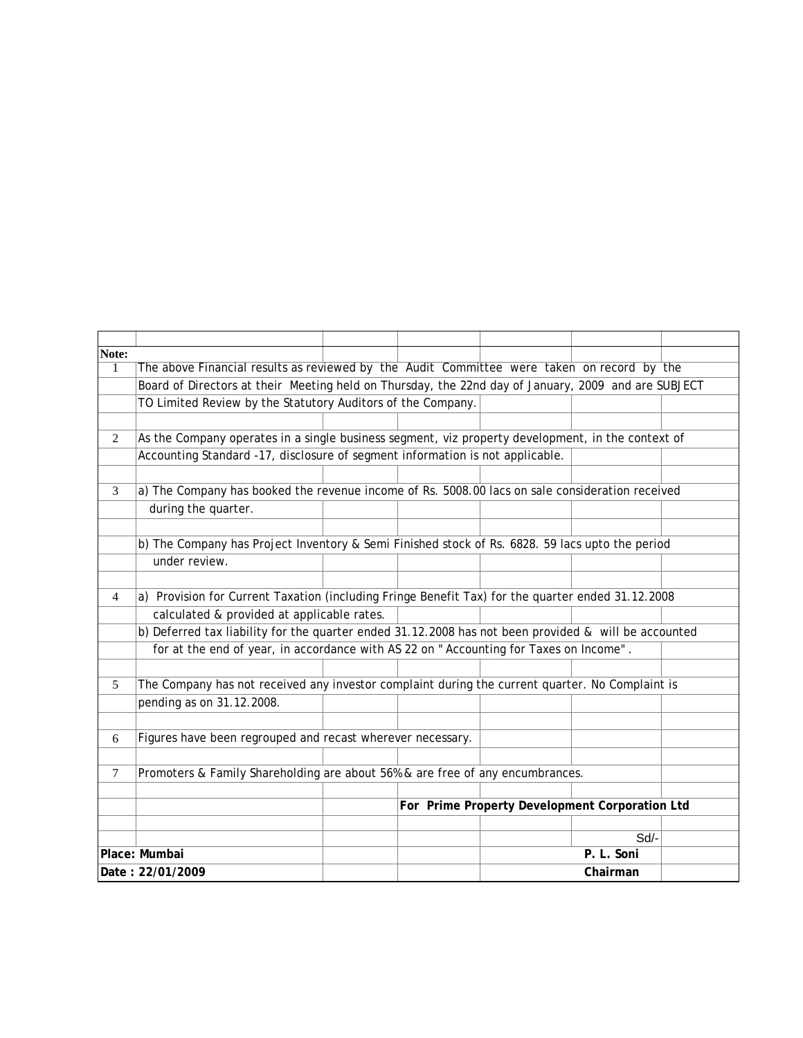**Note:**

1. The above Financial results as reviewed by the Audit Committee were taken on record by the Board of Directors at their Meeting held on Thursday, the 22nd day of January, 2009 and are SUBJECT TO Limited Review by the Statutory Auditors of the Company.

2. As the Company operates in a single business segment, viz property development, in the context of Accounting Standard -17, disclosure of segment information is not applicable.

3. a) The Company has booked the revenue income of Rs. 5008.00 lacs on sale consideration received during the quarter.

   b) The Company has Project Inventory & Semi Finished stock of Rs. 6828. 59 lacs upto the period under review.

4. a) Provision for Current Taxation (including Fringe Benefit Tax) for the quarter ended 31.12.2008 calculated & provided at applicable rates.

   b) Deferred tax liability for the quarter ended 31.12.2008 has not been provided & will be accounted for at the end of year, in accordance with AS 22 on " Accounting for Taxes on Income".

5. The Company has not received any investor complaint during the current quarter. No Complaint is pending as on 31.12.2008.

6. Figures have been regrouped and recast wherever necessary.

7. Promoters & Family Shareholding are about 56% & are free of any encumbrances.

**For Prime Property Development Corporation Ltd**

Sd/-

**P. L. Soni**

**Chairman**

**Place: Mumbai**

**Date : 22/01/2009**